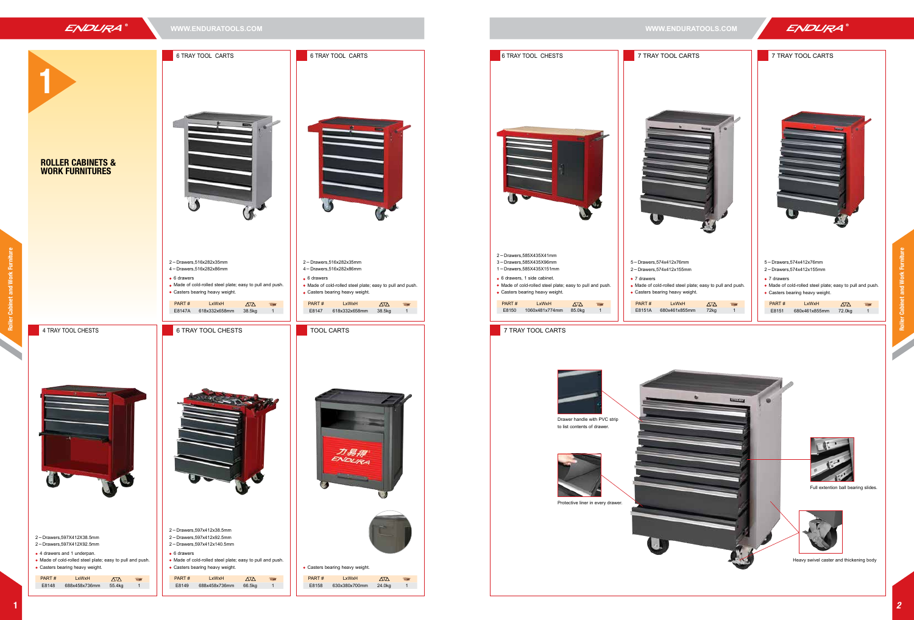# 1

## ROLLER CABINETS & WORK FURNITURES

### 6 TRAY TOOL CARTS

2 – Drawers,516x282x35mm
4 – Drawers,516x282x86mm

- 6 drawers
- Made of cold-rolled steel plate; easy to pull and push.
- Casters bearing heavy weight.

| PART # | LxWxH | | |
|---|---|---|---|
| E8147A | 618x332x658mm | 38.5kg | 1 |

### 6 TRAY TOOL CARTS

2 – Drawers,516x282x35mm
4 – Drawers,516x282x86mm

- 6 drawers
- Made of cold-rolled steel plate; easy to pull and push.
- Casters bearing heavy weight.

| PART # | LxWxH | | |
|---|---|---|---|
| E8147 | 618x332x658mm | 38.5kg | 1 |

### 4 TRAY TOOL CHESTS

2 – Drawers,597X412X38.5mm
2 – Drawers,597X412X92.5mm

- 4 drawers and 1 underpan.
- Made of cold-rolled steel plate; easy to pull and push.
- Casters bearing heavy weight.

| PART # | LxWxH | | |
|---|---|---|---|
| E8148 | 688x458x736mm | 55.4kg | 1 |

### 6 TRAY TOOL CHESTS

2 – Drawers,597x412x38.5mm
2 – Drawers,597x412x92.5mm
2 – Drawers,597x412x140.5mm

- 6 drawers
- Made of cold-rolled steel plate; easy to pull and push.
- Casters bearing heavy weight.

| PART # | LxWxH | | |
|---|---|---|---|
| E8149 | 688x458x736mm | 66.5kg | 1 |

### TOOL CARTS

- Casters bearing heavy weight.

| PART # | LxWxH | | |
|---|---|---|---|
| E8158 | 630x380x700mm | 24.0kg | 1 |

### 6 TRAY TOOL CHESTS

2 – Drawers,585X435X41mm
3 – Drawers,585X435X96mm
1 – Drawers,585X435X151mm

- 6 drawers, 1 side cabinet.
- Made of cold-rolled steel plate; easy to pull and push.
- Casters bearing heavy weight.

| PART # | LxWxH | | |
|---|---|---|---|
| E8150 | 1060x481x774mm | 85.0kg | 1 |

### 7 TRAY TOOL CARTS

5 – Drawers,574x412x76mm
2 – Drawers,574x412x155mm

- 7 drawers
- Made of cold-rolled steel plate; easy to pull and push.
- Casters bearing heavy weight.

| PART # | LxWxH | | |
|---|---|---|---|
| E8151A | 680x461x855mm | 72kg | 1 |

### 7 TRAY TOOL CARTS

5 – Drawers,574x412x76mm
2 – Drawers,574x412x155mm

- 7 drawers
- Made of cold-rolled steel plate; easy to pull and push.
- Casters bearing heavy weight.

| PART # | LxWxH | | |
|---|---|---|---|
| E8151 | 680x461x855mm | 72.0kg | 1 |

### 7 TRAY TOOL CARTS

Drawer handle with PVC strip to list contents of drawer.

Protective liner in every drawer.

Full extention ball bearing slides.

Heavy swivel caster and thickening body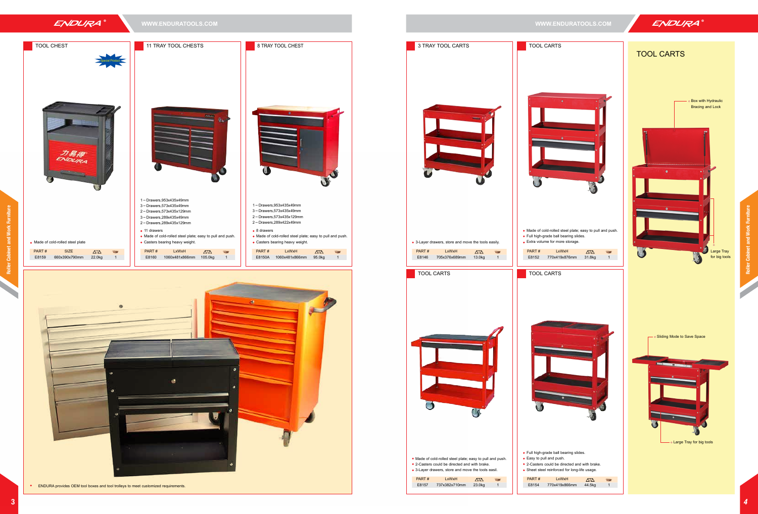## TOOL CHEST

Special Product

- Made of cold-rolled steel plate

| PART # | SIZE | | |
|---|---|---|---|
| E8159 | 660x390x790mm | 22.0kg | 1 |

## 11 TRAY TOOL CHESTS

1 – Drawers,953x435x49mm
3 – Drawers,573x435x49mm
2 – Drawers,573x435x129mm
3 – Drawers,289x435x49mm
2 – Drawers,289x435x129mm

- 11 drawers
- Made of cold-rolled steel plate; easy to pull and push.
- Casters bearing heavy weight.

| PART # | LxWxH | | |
|---|---|---|---|
| E8160 | 1060x481x866mm | 105.0kg | 1 |

## 8 TRAY TOOL CHEST

1 – Drawers,953x435x49mm
3 – Drawers,573x435x49mm
2 – Drawers,573x435x129mm
2 – Drawers,289x422x49mm

- 8 drawers
- Made of cold-rolled steel plate; easy to pull and push.
- Casters bearing heavy weight.

| PART # | LxWxH | | |
|---|---|---|---|
| E8150A | 1060x481x866mm | 95.0kg | 1 |

- ENDURA provides OEM tool boxes and tool trolleys to meet customized requirements.

## 3 TRAY TOOL CARTS

- 3-Layer drawers, store and move the tools easily.

| PART # | LxWxH | | |
|---|---|---|---|
| E8146 | 705x376x689mm | 13.0kg | 1 |

## TOOL CARTS

- Made of cold-rolled steel plate; easy to pull and push.
- Full high-grade ball bearing slides.
- Extra volume for more storage.

| PART # | LxWxH | | |
|---|---|---|---|
| E8152 | 770x419x876mm | 31.8kg | 1 |

## TOOL CARTS

- Made of cold-rolled steel plate; easy to pull and push.
- 2-Casters could be directed and with brake.
- 3-Layer drawers, store and move the tools easil.

| PART # | LxWxH | | |
|---|---|---|---|
| E8157 | 737x382x710mm | 23.0kg | 1 |

## TOOL CARTS

- Full high-grade ball bearing slides.
- Easy to pull and push.
- 2-Casters could be directed and with brake.
- Sheet steel reinforced for long-life usage.

| PART # | LxWxH | | |
|---|---|---|---|
| E8154 | 770x419x866mm | 44.5kg | 1 |

## TOOL CARTS

- Box with Hydraulic Bracing and Lock
- Large Tray for big tools
- Sliding Mode to Save Space
- Large Tray for big tools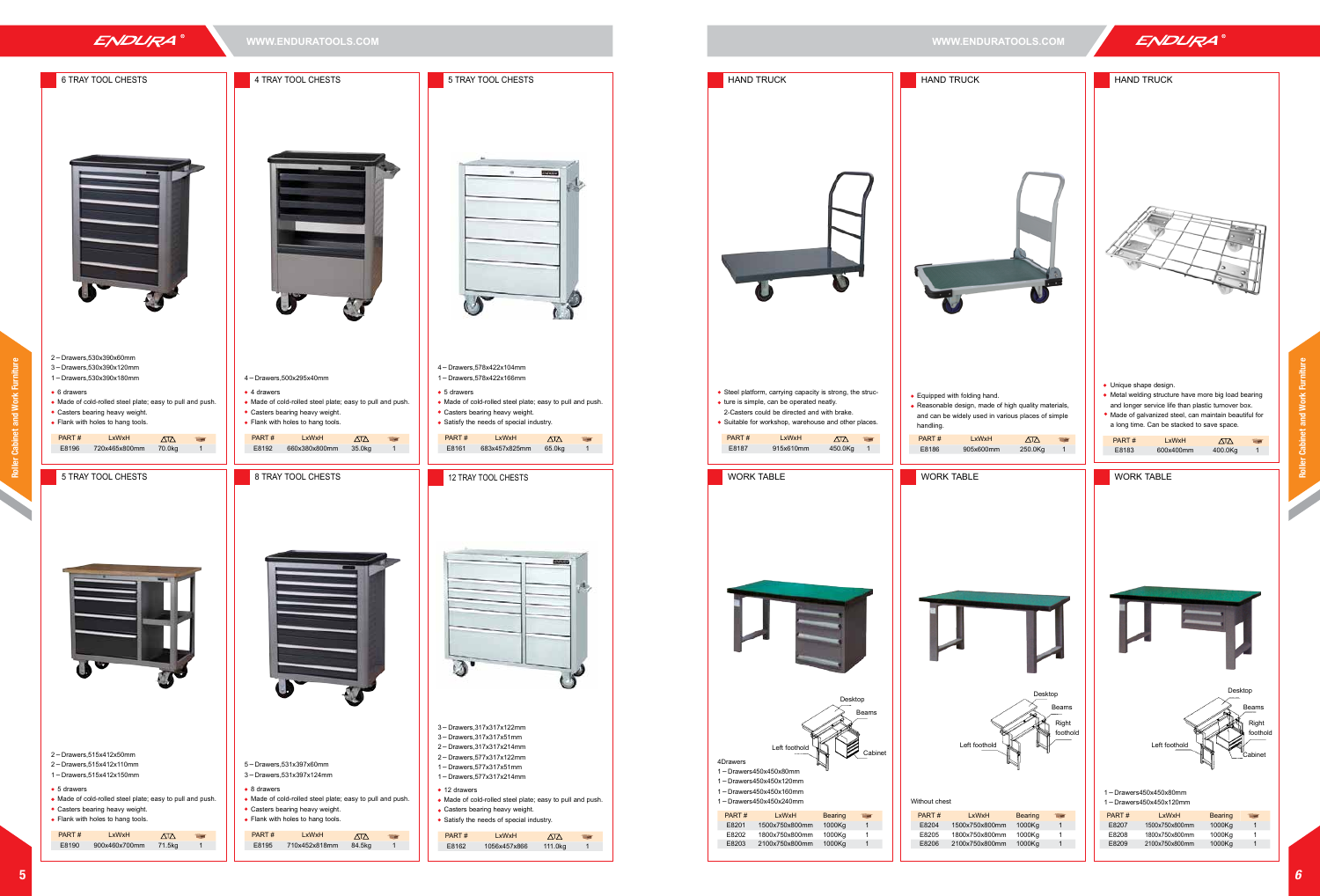## 6 TRAY TOOL CHESTS

2 – Drawers,530x390x60mm
3 – Drawers,530x390x120mm
1 – Drawers,530x390x180mm

- 6 drawers
- Made of cold-rolled steel plate; easy to pull and push.
- Casters bearing heavy weight.
- Flank with holes to hang tools.

| PART # | LxWxH | | |
|---|---|---|---|
| E8196 | 720x465x800mm | 70.0kg | 1 |

## 4 TRAY TOOL CHESTS

4 – Drawers,500x295x40mm

- 4 drawers
- Made of cold-rolled steel plate; easy to pull and push.
- Casters bearing heavy weight.
- Flank with holes to hang tools.

| PART # | LxWxH | | |
|---|---|---|---|
| E8192 | 660x380x800mm | 35.0kg | 1 |

## 5 TRAY TOOL CHESTS

4 – Drawers,578x422x104mm
1 – Drawers,578x422x166mm

- 5 drawers
- Made of cold-rolled steel plate; easy to pull and push.
- Casters bearing heavy weight.
- Satisfy the needs of special industry.

| PART # | LxWxH | | |
|---|---|---|---|
| E8161 | 683x457x825mm | 65.0kg | 1 |

## 5 TRAY TOOL CHESTS

2 – Drawers,515x412x50mm
2 – Drawers,515x412x110mm
1 – Drawers,515x412x150mm

- 5 drawers
- Made of cold-rolled steel plate; easy to pull and push.
- Casters bearing heavy weight.
- Flank with holes to hang tools.

| PART # | LxWxH | | |
|---|---|---|---|
| E8190 | 900x460x700mm | 71.5kg | 1 |

## 8 TRAY TOOL CHESTS

5 – Drawers,531x397x60mm
3 – Drawers,531x397x124mm

- 8 drawers
- Made of cold-rolled steel plate; easy to pull and push.
- Casters bearing heavy weight.
- Flank with holes to hang tools.

| PART # | LxWxH | | |
|---|---|---|---|
| E8195 | 710x452x818mm | 84.5kg | 1 |

## 12 TRAY TOOL CHESTS

3 – Drawers,317x317x122mm
3 – Drawers,317x317x51mm
2 – Drawers,317x317x214mm
2 – Drawers,577x317x122mm
1 – Drawers,577x317x51mm
1 – Drawers,577x317x214mm

- 12 drawers
- Made of cold-rolled steel plate; easy to pull and push.
- Casters bearing heavy weight.
- Satisfy the needs of special industry.

| PART # | LxWxH | | |
|---|---|---|---|
| E8162 | 1056x457x866 | 111.0kg | 1 |

## HAND TRUCK

- Steel platform, carrying capacity is strong, the structure is simple, can be operated neatly.
  2-Casters could be directed and with brake.
- Suitable for workshop, warehouse and other places.

| PART # | LxWxH | | |
|---|---|---|---|
| E8187 | 915x610mm | 450.0Kg | 1 |

## HAND TRUCK

- Equipped with folding hand.
- Reasonable design, made of high quality materials, and can be widely used in various places of simple handling.

| PART # | LxWxH | | |
|---|---|---|---|
| E8186 | 905x600mm | 250.0Kg | 1 |

## HAND TRUCK

- Unique shape design.
- Metal welding structure have more big load bearing and longer service life than plastic turnover box.
- Made of galvanized steel, can maintain beautiful for a long time. Can be stacked to save space.

| PART # | LxWxH | | |
|---|---|---|---|
| E8183 | 600x400mm | 400.0Kg | 1 |

## WORK TABLE

Desktop
Beams
Left foothold
Cabinet

4Drawers
1 – Drawers450x450x80mm
1 – Drawers450x450x120mm
1 – Drawers450x450x160mm
1 – Drawers450x450x240mm

| PART # | LxWxH | Bearing | |
|---|---|---|---|
| E8201 | 1500x750x800mm | 1000Kg | 1 |
| E8202 | 1800x750x800mm | 1000Kg | 1 |
| E8203 | 2100x750x800mm | 1000Kg | 1 |

## WORK TABLE

Desktop
Beams
Right foothold
Left foothold

Without chest

| PART # | LxWxH | Bearing | |
|---|---|---|---|
| E8204 | 1500x750x800mm | 1000Kg | 1 |
| E8205 | 1800x750x800mm | 1000Kg | 1 |
| E8206 | 2100x750x800mm | 1000Kg | 1 |

## WORK TABLE

Desktop
Beams
Right foothold
Left foothold
Cabinet

1 – Drawers450x450x80mm
1 – Drawers450x450x120mm

| PART # | LxWxH | Bearing | |
|---|---|---|---|
| E8207 | 1500x750x800mm | 1000Kg | 1 |
| E8208 | 1800x750x800mm | 1000Kg | 1 |
| E8209 | 2100x750x800mm | 1000Kg | 1 |